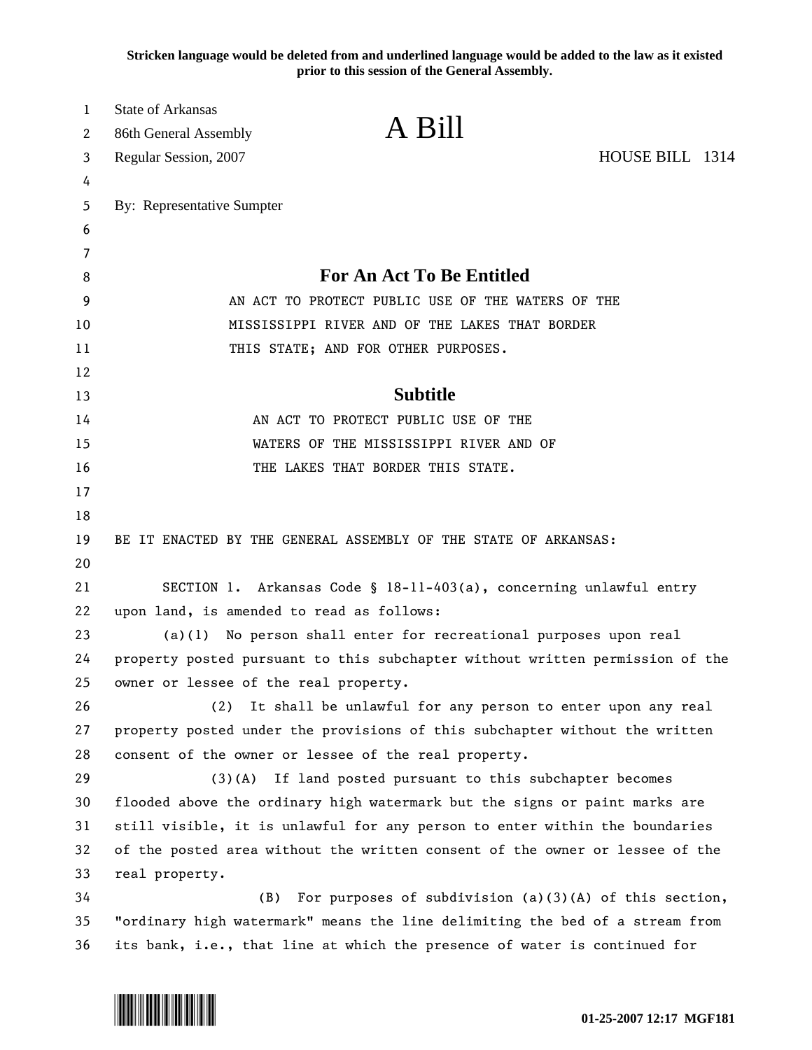**Stricken language would be deleted from and underlined language would be added to the law as it existed prior to this session of the General Assembly.**

State of Arkansas
86th General Assembly
Regular Session, 2007

# A Bill

HOUSE BILL 1314

By: Representative Sumpter

## For An Act To Be Entitled

AN ACT TO PROTECT PUBLIC USE OF THE WATERS OF THE MISSISSIPPI RIVER AND OF THE LAKES THAT BORDER THIS STATE; AND FOR OTHER PURPOSES.

## Subtitle

AN ACT TO PROTECT PUBLIC USE OF THE WATERS OF THE MISSISSIPPI RIVER AND OF THE LAKES THAT BORDER THIS STATE.

BE IT ENACTED BY THE GENERAL ASSEMBLY OF THE STATE OF ARKANSAS:

SECTION 1. Arkansas Code § 18-11-403(a), concerning unlawful entry upon land, is amended to read as follows:

(a)(1) No person shall enter for recreational purposes upon real property posted pursuant to this subchapter without written permission of the owner or lessee of the real property.

(2) It shall be unlawful for any person to enter upon any real property posted under the provisions of this subchapter without the written consent of the owner or lessee of the real property.

(3)(A) If land posted pursuant to this subchapter becomes flooded above the ordinary high watermark but the signs or paint marks are still visible, it is unlawful for any person to enter within the boundaries of the posted area without the written consent of the owner or lessee of the real property.

(B) For purposes of subdivision (a)(3)(A) of this section, "ordinary high watermark" means the line delimiting the bed of a stream from its bank, i.e., that line at which the presence of water is continued for

01-25-2007 12:17 MGF181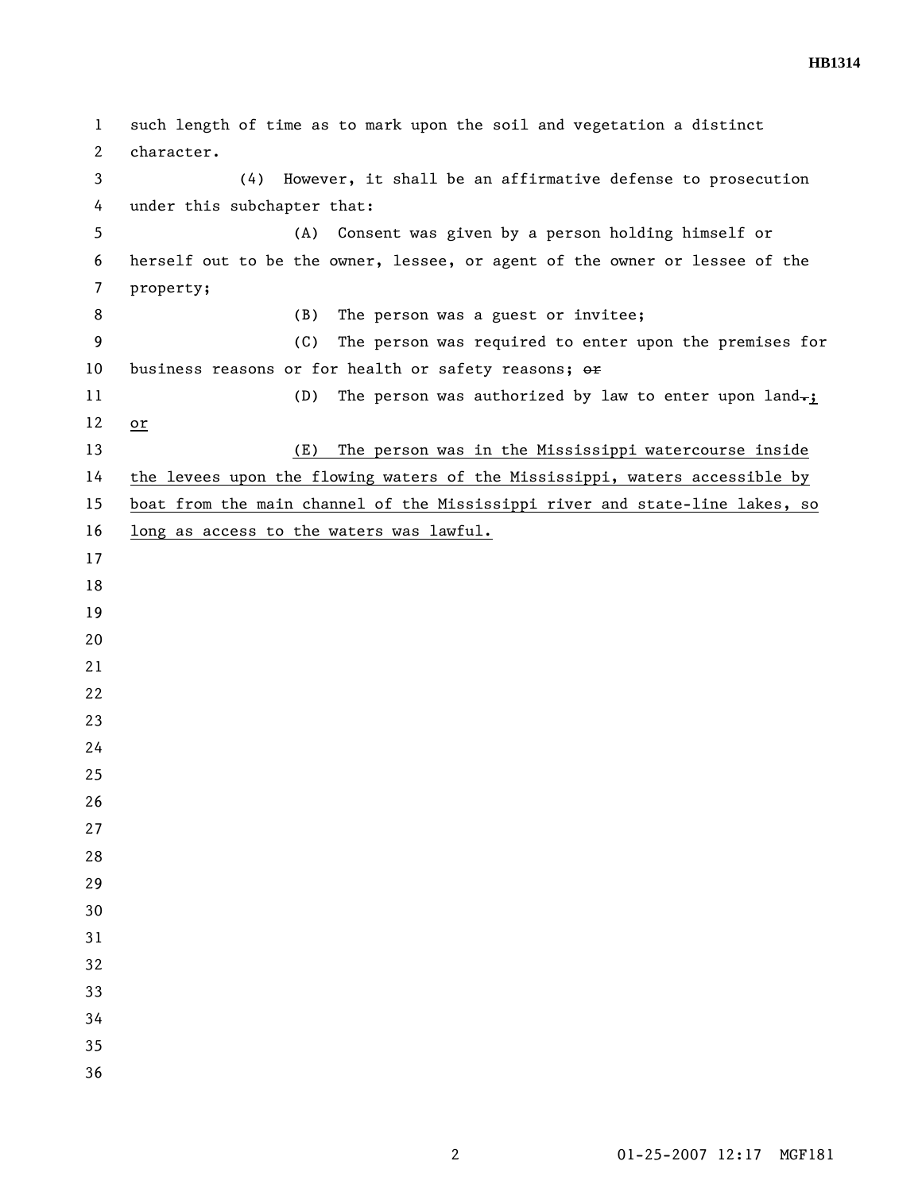such length of time as to mark upon the soil and vegetation a distinct character.

(4) However, it shall be an affirmative defense to prosecution under this subchapter that:

(A) Consent was given by a person holding himself or herself out to be the owner, lessee, or agent of the owner or lessee of the property;

(B) The person was a guest or invitee;

(C) The person was required to enter upon the premises for business reasons or for health or safety reasons; ~~or~~

(D) The person was authorized by law to enter upon land~~.~~<u>; or</u>

<u>(E) The person was in the Mississippi watercourse inside the levees upon the flowing waters of the Mississippi, waters accessible by boat from the main channel of the Mississippi river and state-line lakes, so long as access to the waters was lawful.</u>